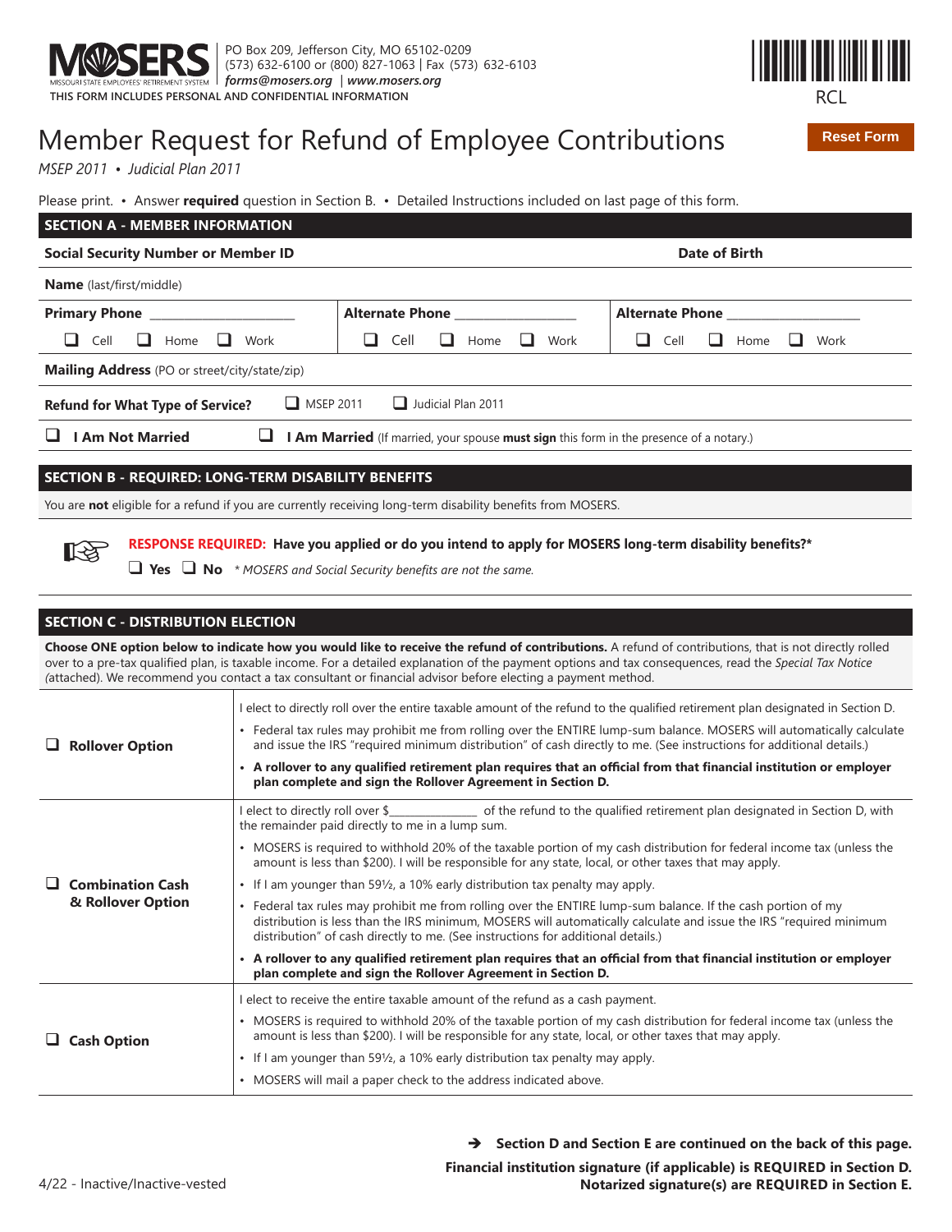MOSERS — MISSOURI STATE EMPLOYEES' RETIREMENT SYSTEM

PO Box 209, Jefferson City, MO 65102-0209
(573) 632-6100 or (800) 827-1063 | Fax (573) 632-6103
*forms@mosers.org* | *www.mosers.org*

**THIS FORM INCLUDES PERSONAL AND CONFIDENTIAL INFORMATION**

RCL

# Member Request for Refund of Employee Contributions

*MSEP 2011 • Judicial Plan 2011*

Please print. • Answer **required** question in Section B. • Detailed Instructions included on last page of this form.

## SECTION A - MEMBER INFORMATION

**Social Security Number or Member ID** | **Date of Birth**

**Name** (last/first/middle)

| **Primary Phone** ____________________ | **Alternate Phone** ________________ | **Alternate Phone** __________________ |
|---|---|---|
| ☐ Cell ☐ Home ☐ Work | ☐ Cell ☐ Home ☐ Work | ☐ Cell ☐ Home ☐ Work |

**Mailing Address** (PO or street/city/state/zip)

**Refund for What Type of Service?** ☐ MSEP 2011 ☐ Judicial Plan 2011

☐ **I Am Not Married** ☐ **I Am Married** (If married, your spouse **must sign** this form in the presence of a notary.)

## SECTION B - REQUIRED: LONG-TERM DISABILITY BENEFITS

You are **not** eligible for a refund if you are currently receiving long-term disability benefits from MOSERS.

**RESPONSE REQUIRED: Have you applied or do you intend to apply for MOSERS long-term disability benefits?***

☐ **Yes** ☐ **No** *\* MOSERS and Social Security benefits are not the same.*

## SECTION C - DISTRIBUTION ELECTION

**Choose ONE option below to indicate how you would like to receive the refund of contributions.** A refund of contributions, that is not directly rolled over to a pre-tax qualified plan, is taxable income. For a detailed explanation of the payment options and tax consequences, read the *Special Tax Notice (*attached). We recommend you contact a tax consultant or financial advisor before electing a payment method.

| Option | Details |
|---|---|
| ☐ **Rollover Option** | I elect to directly roll over the entire taxable amount of the refund to the qualified retirement plan designated in Section D.<br>• Federal tax rules may prohibit me from rolling over the ENTIRE lump-sum balance. MOSERS will automatically calculate and issue the IRS "required minimum distribution" of cash directly to me. (See instructions for additional details.)<br>• **A rollover to any qualified retirement plan requires that an official from that financial institution or employer plan complete and sign the Rollover Agreement in Section D.** |
| ☐ **Combination Cash & Rollover Option** | I elect to directly roll over $______________ of the refund to the qualified retirement plan designated in Section D, with the remainder paid directly to me in a lump sum.<br>• MOSERS is required to withhold 20% of the taxable portion of my cash distribution for federal income tax (unless the amount is less than $200). I will be responsible for any state, local, or other taxes that may apply.<br>• If I am younger than 59½, a 10% early distribution tax penalty may apply.<br>• Federal tax rules may prohibit me from rolling over the ENTIRE lump-sum balance. If the cash portion of my distribution is less than the IRS minimum, MOSERS will automatically calculate and issue the IRS "required minimum distribution" of cash directly to me. (See instructions for additional details.)<br>• **A rollover to any qualified retirement plan requires that an official from that financial institution or employer plan complete and sign the Rollover Agreement in Section D.** |
| ☐ **Cash Option** | I elect to receive the entire taxable amount of the refund as a cash payment.<br>• MOSERS is required to withhold 20% of the taxable portion of my cash distribution for federal income tax (unless the amount is less than $200). I will be responsible for any state, local, or other taxes that may apply.<br>• If I am younger than 59½, a 10% early distribution tax penalty may apply.<br>• MOSERS will mail a paper check to the address indicated above. |

➔ **Section D and Section E are continued on the back of this page.**

**Financial institution signature (if applicable) is REQUIRED in Section D.**
**Notarized signature(s) are REQUIRED in Section E.**

4/22 - Inactive/Inactive-vested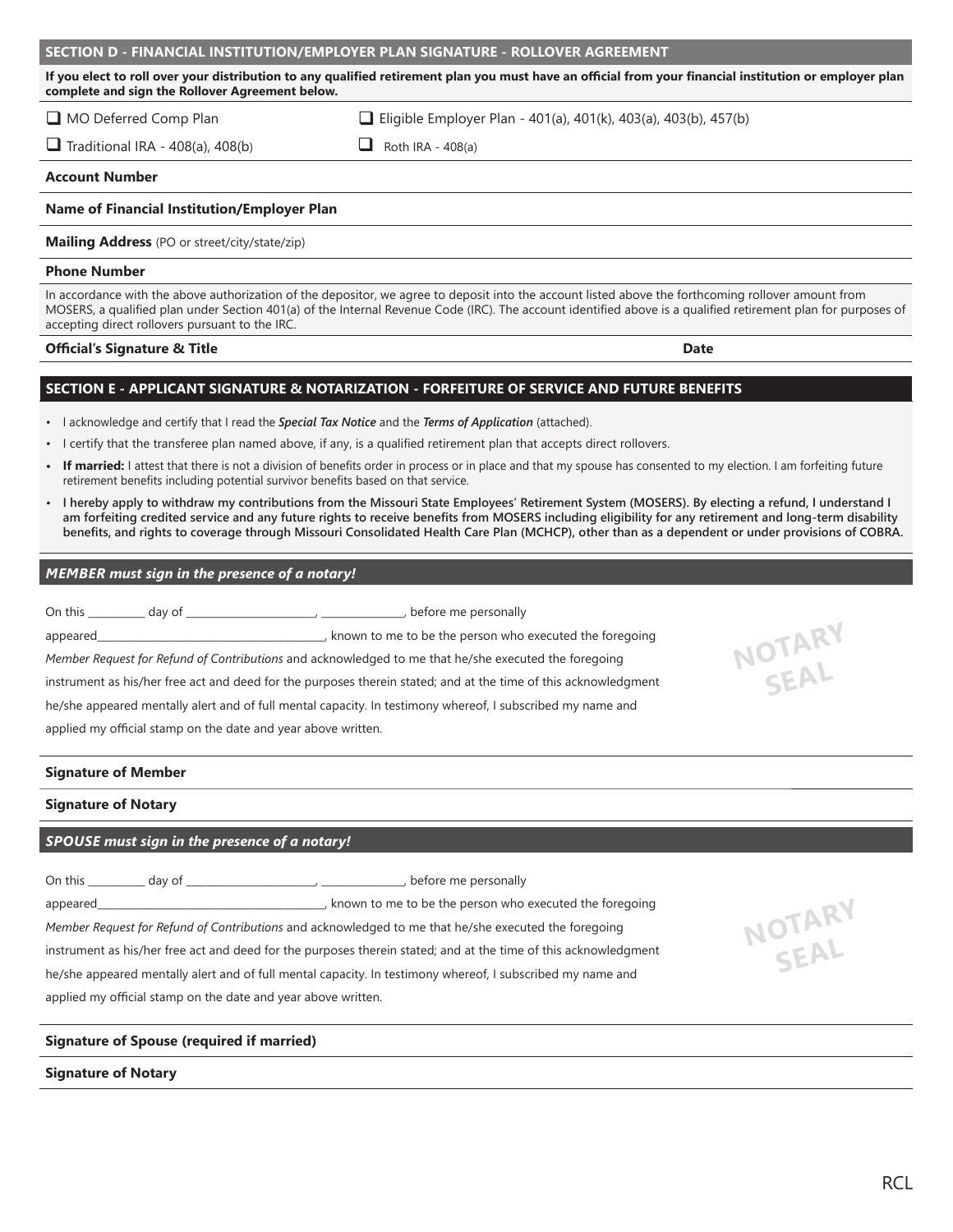## SECTION D - FINANCIAL INSTITUTION/EMPLOYER PLAN SIGNATURE - ROLLOVER AGREEMENT

**If you elect to roll over your distribution to any qualified retirement plan you must have an official from your financial institution or employer plan complete and sign the Rollover Agreement below.**

❑ MO Deferred Comp Plan ❑ Eligible Employer Plan - 401(a), 401(k), 403(a), 403(b), 457(b)

❑ Traditional IRA - 408(a), 408(b) ❑ Roth IRA - 408(a)

**Account Number**

**Name of Financial Institution/Employer Plan**

**Mailing Address** (PO or street/city/state/zip)

**Phone Number**

In accordance with the above authorization of the depositor, we agree to deposit into the account listed above the forthcoming rollover amount from MOSERS, a qualified plan under Section 401(a) of the Internal Revenue Code (IRC). The account identified above is a qualified retirement plan for purposes of accepting direct rollovers pursuant to the IRC.

**Official's Signature & Title** **Date**

## SECTION E - APPLICANT SIGNATURE & NOTARIZATION - FORFEITURE OF SERVICE AND FUTURE BENEFITS

- I acknowledge and certify that I read the ***Special Tax Notice*** and the ***Terms of Application*** (attached).
- I certify that the transferee plan named above, if any, is a qualified retirement plan that accepts direct rollovers.
- **If married:** I attest that there is not a division of benefits order in process or in place and that my spouse has consented to my election. I am forfeiting future retirement benefits including potential survivor benefits based on that service.
- **I hereby apply to withdraw my contributions from the Missouri State Employees' Retirement System (MOSERS). By electing a refund, I understand I am forfeiting credited service and any future rights to receive benefits from MOSERS including eligibility for any retirement and long-term disability benefits, and rights to coverage through Missouri Consolidated Health Care Plan (MCHCP), other than as a dependent or under provisions of COBRA.**

### *MEMBER must sign in the presence of a notary!*

On this __________ day of ______________________, ______________, before me personally appeared________________________________________, known to me to be the person who executed the foregoing *Member Request for Refund of Contributions* and acknowledged to me that he/she executed the foregoing instrument as his/her free act and deed for the purposes therein stated; and at the time of this acknowledgment he/she appeared mentally alert and of full mental capacity. In testimony whereof, I subscribed my name and applied my official stamp on the date and year above written.

NOTARY SEAL

**Signature of Member**

**Signature of Notary**

### *SPOUSE must sign in the presence of a notary!*

On this __________ day of ______________________, ______________, before me personally appeared________________________________________, known to me to be the person who executed the foregoing *Member Request for Refund of Contributions* and acknowledged to me that he/she executed the foregoing instrument as his/her free act and deed for the purposes therein stated; and at the time of this acknowledgment he/she appeared mentally alert and of full mental capacity. In testimony whereof, I subscribed my name and applied my official stamp on the date and year above written.

NOTARY SEAL

**Signature of Spouse (required if married)**

**Signature of Notary**

RCL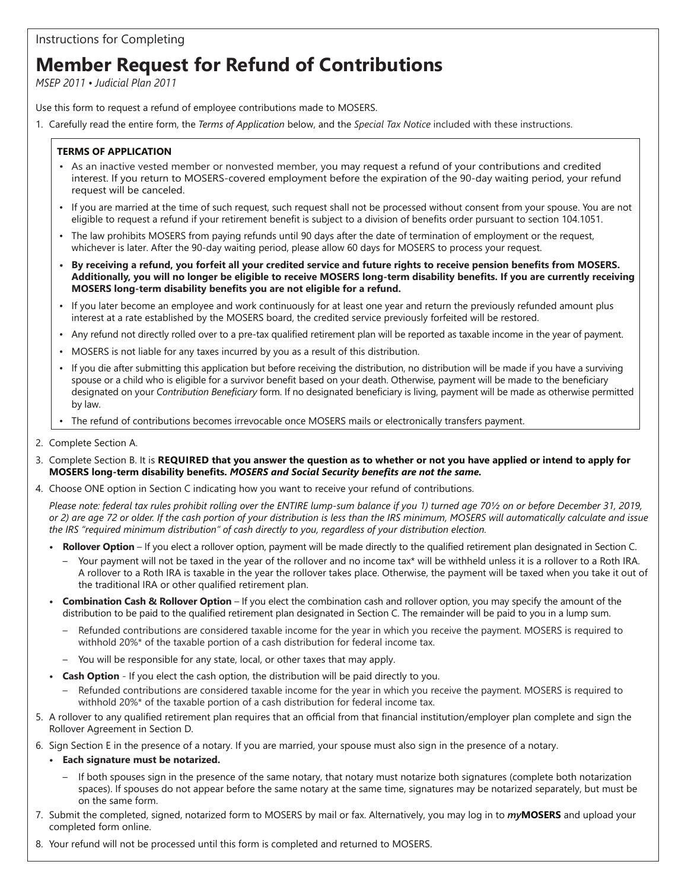Instructions for Completing

# Member Request for Refund of Contributions

*MSEP 2011 • Judicial Plan 2011*

Use this form to request a refund of employee contributions made to MOSERS.

1. Carefully read the entire form, the *Terms of Application* below, and the *Special Tax Notice* included with these instructions.

**TERMS OF APPLICATION**

- As an inactive vested member or nonvested member, you may request a refund of your contributions and credited interest. If you return to MOSERS-covered employment before the expiration of the 90-day waiting period, your refund request will be canceled.
- If you are married at the time of such request, such request shall not be processed without consent from your spouse. You are not eligible to request a refund if your retirement benefit is subject to a division of benefits order pursuant to section 104.1051.
- The law prohibits MOSERS from paying refunds until 90 days after the date of termination of employment or the request, whichever is later. After the 90-day waiting period, please allow 60 days for MOSERS to process your request.
- **By receiving a refund, you forfeit all your credited service and future rights to receive pension benefits from MOSERS. Additionally, you will no longer be eligible to receive MOSERS long-term disability benefits. If you are currently receiving MOSERS long-term disability benefits you are not eligible for a refund.**
- If you later become an employee and work continuously for at least one year and return the previously refunded amount plus interest at a rate established by the MOSERS board, the credited service previously forfeited will be restored.
- Any refund not directly rolled over to a pre-tax qualified retirement plan will be reported as taxable income in the year of payment.
- MOSERS is not liable for any taxes incurred by you as a result of this distribution.
- If you die after submitting this application but before receiving the distribution, no distribution will be made if you have a surviving spouse or a child who is eligible for a survivor benefit based on your death. Otherwise, payment will be made to the beneficiary designated on your *Contribution Beneficiary* form. If no designated beneficiary is living, payment will be made as otherwise permitted by law.
- The refund of contributions becomes irrevocable once MOSERS mails or electronically transfers payment.

2. Complete Section A.
3. Complete Section B. It is **REQUIRED that you answer the question as to whether or not you have applied or intend to apply for MOSERS long-term disability benefits. *MOSERS and Social Security benefits are not the same.***
4. Choose ONE option in Section C indicating how you want to receive your refund of contributions.

   *Please note: federal tax rules prohibit rolling over the ENTIRE lump-sum balance if you 1) turned age 70½ on or before December 31, 2019, or 2) are age 72 or older. If the cash portion of your distribution is less than the IRS minimum, MOSERS will automatically calculate and issue the IRS "required minimum distribution" of cash directly to you, regardless of your distribution election.*

   - **Rollover Option** – If you elect a rollover option, payment will be made directly to the qualified retirement plan designated in Section C.
     - Your payment will not be taxed in the year of the rollover and no income tax* will be withheld unless it is a rollover to a Roth IRA. A rollover to a Roth IRA is taxable in the year the rollover takes place. Otherwise, the payment will be taxed when you take it out of the traditional IRA or other qualified retirement plan.
   - **Combination Cash & Rollover Option** – If you elect the combination cash and rollover option, you may specify the amount of the distribution to be paid to the qualified retirement plan designated in Section C. The remainder will be paid to you in a lump sum.
     - Refunded contributions are considered taxable income for the year in which you receive the payment. MOSERS is required to withhold 20%* of the taxable portion of a cash distribution for federal income tax.
     - You will be responsible for any state, local, or other taxes that may apply.
   - **Cash Option** - If you elect the cash option, the distribution will be paid directly to you.
     - Refunded contributions are considered taxable income for the year in which you receive the payment. MOSERS is required to withhold 20%* of the taxable portion of a cash distribution for federal income tax.

5. A rollover to any qualified retirement plan requires that an official from that financial institution/employer plan complete and sign the Rollover Agreement in Section D.
6. Sign Section E in the presence of a notary. If you are married, your spouse must also sign in the presence of a notary.
   - **Each signature must be notarized.**
     - If both spouses sign in the presence of the same notary, that notary must notarize both signatures (complete both notarization spaces). If spouses do not appear before the same notary at the same time, signatures may be notarized separately, but must be on the same form.
7. Submit the completed, signed, notarized form to MOSERS by mail or fax. Alternatively, you may log in to ***my*MOSERS** and upload your completed form online.
8. Your refund will not be processed until this form is completed and returned to MOSERS.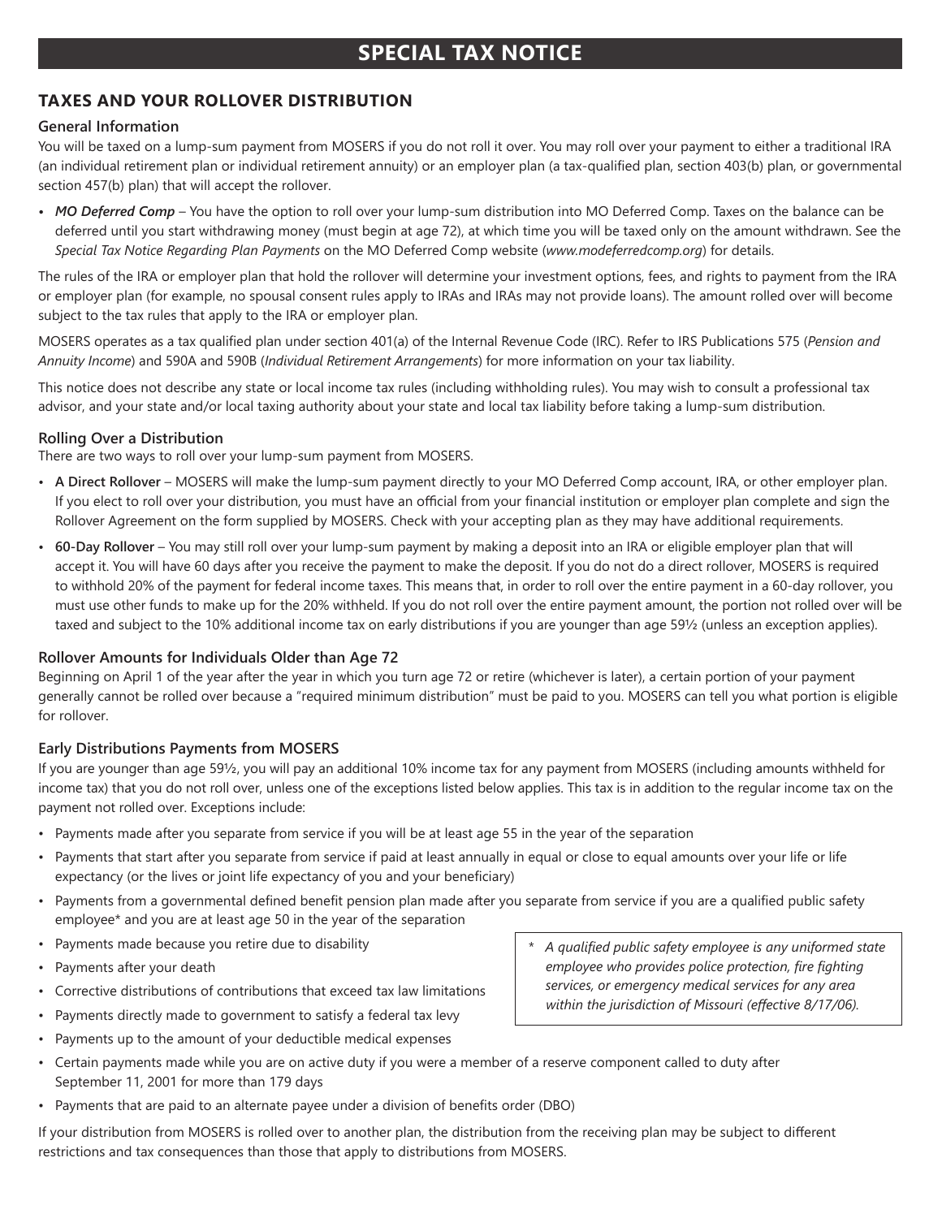# SPECIAL TAX NOTICE

## TAXES AND YOUR ROLLOVER DISTRIBUTION

### General Information

You will be taxed on a lump-sum payment from MOSERS if you do not roll it over. You may roll over your payment to either a traditional IRA (an individual retirement plan or individual retirement annuity) or an employer plan (a tax-qualified plan, section 403(b) plan, or governmental section 457(b) plan) that will accept the rollover.

- ***MO Deferred Comp*** – You have the option to roll over your lump-sum distribution into MO Deferred Comp. Taxes on the balance can be deferred until you start withdrawing money (must begin at age 72), at which time you will be taxed only on the amount withdrawn. See the *Special Tax Notice Regarding Plan Payments* on the MO Deferred Comp website (*www.modeferredcomp.org*) for details.

The rules of the IRA or employer plan that hold the rollover will determine your investment options, fees, and rights to payment from the IRA or employer plan (for example, no spousal consent rules apply to IRAs and IRAs may not provide loans). The amount rolled over will become subject to the tax rules that apply to the IRA or employer plan.

MOSERS operates as a tax qualified plan under section 401(a) of the Internal Revenue Code (IRC). Refer to IRS Publications 575 (*Pension and Annuity Income*) and 590A and 590B (*Individual Retirement Arrangements*) for more information on your tax liability.

This notice does not describe any state or local income tax rules (including withholding rules). You may wish to consult a professional tax advisor, and your state and/or local taxing authority about your state and local tax liability before taking a lump-sum distribution.

### Rolling Over a Distribution

There are two ways to roll over your lump-sum payment from MOSERS.

- **A Direct Rollover** – MOSERS will make the lump-sum payment directly to your MO Deferred Comp account, IRA, or other employer plan. If you elect to roll over your distribution, you must have an official from your financial institution or employer plan complete and sign the Rollover Agreement on the form supplied by MOSERS. Check with your accepting plan as they may have additional requirements.
- **60-Day Rollover** – You may still roll over your lump-sum payment by making a deposit into an IRA or eligible employer plan that will accept it. You will have 60 days after you receive the payment to make the deposit. If you do not do a direct rollover, MOSERS is required to withhold 20% of the payment for federal income taxes. This means that, in order to roll over the entire payment in a 60-day rollover, you must use other funds to make up for the 20% withheld. If you do not roll over the entire payment amount, the portion not rolled over will be taxed and subject to the 10% additional income tax on early distributions if you are younger than age 59½ (unless an exception applies).

### Rollover Amounts for Individuals Older than Age 72

Beginning on April 1 of the year after the year in which you turn age 72 or retire (whichever is later), a certain portion of your payment generally cannot be rolled over because a "required minimum distribution" must be paid to you. MOSERS can tell you what portion is eligible for rollover.

### Early Distributions Payments from MOSERS

If you are younger than age 59½, you will pay an additional 10% income tax for any payment from MOSERS (including amounts withheld for income tax) that you do not roll over, unless one of the exceptions listed below applies. This tax is in addition to the regular income tax on the payment not rolled over. Exceptions include:

- Payments made after you separate from service if you will be at least age 55 in the year of the separation
- Payments that start after you separate from service if paid at least annually in equal or close to equal amounts over your life or life expectancy (or the lives or joint life expectancy of you and your beneficiary)
- Payments from a governmental defined benefit pension plan made after you separate from service if you are a qualified public safety employee* and you are at least age 50 in the year of the separation
- Payments made because you retire due to disability
- Payments after your death
- Corrective distributions of contributions that exceed tax law limitations
- Payments directly made to government to satisfy a federal tax levy
- Payments up to the amount of your deductible medical expenses
- Certain payments made while you are on active duty if you were a member of a reserve component called to duty after September 11, 2001 for more than 179 days
- Payments that are paid to an alternate payee under a division of benefits order (DBO)

*\* A qualified public safety employee is any uniformed state employee who provides police protection, fire fighting services, or emergency medical services for any area within the jurisdiction of Missouri (effective 8/17/06).*

If your distribution from MOSERS is rolled over to another plan, the distribution from the receiving plan may be subject to different restrictions and tax consequences than those that apply to distributions from MOSERS.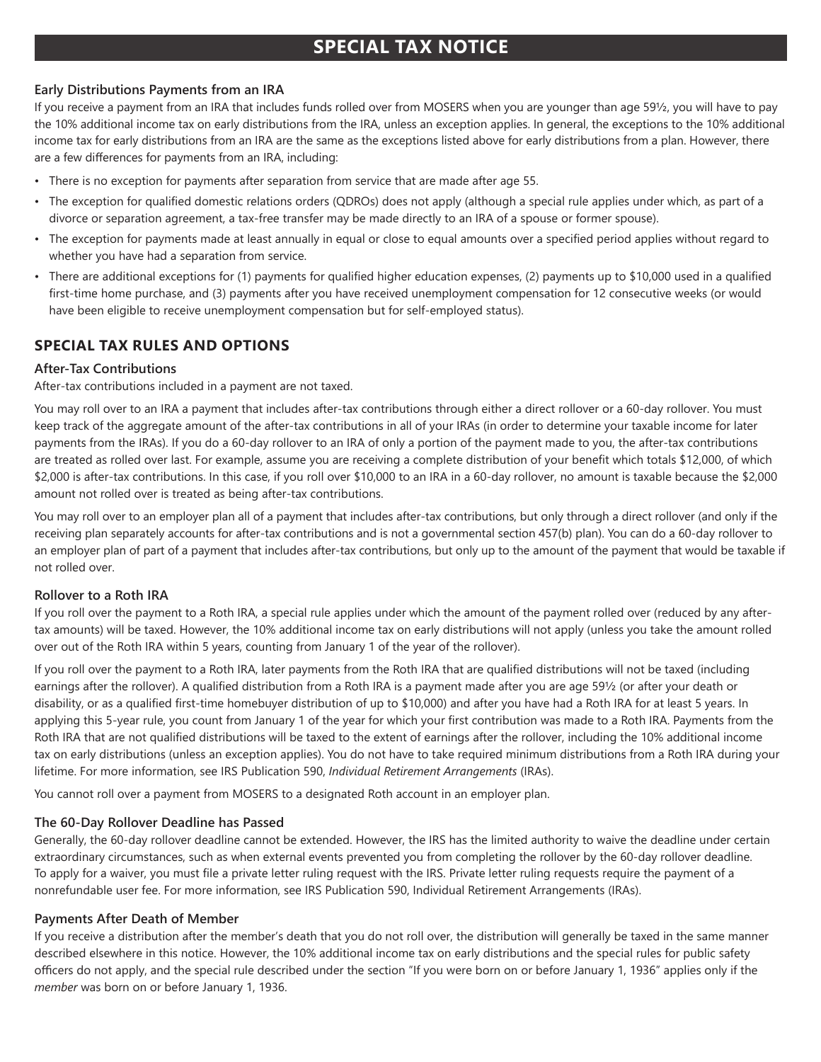# SPECIAL TAX NOTICE

### Early Distributions Payments from an IRA

If you receive a payment from an IRA that includes funds rolled over from MOSERS when you are younger than age 59½, you will have to pay the 10% additional income tax on early distributions from the IRA, unless an exception applies. In general, the exceptions to the 10% additional income tax for early distributions from an IRA are the same as the exceptions listed above for early distributions from a plan. However, there are a few differences for payments from an IRA, including:

- There is no exception for payments after separation from service that are made after age 55.
- The exception for qualified domestic relations orders (QDROs) does not apply (although a special rule applies under which, as part of a divorce or separation agreement, a tax-free transfer may be made directly to an IRA of a spouse or former spouse).
- The exception for payments made at least annually in equal or close to equal amounts over a specified period applies without regard to whether you have had a separation from service.
- There are additional exceptions for (1) payments for qualified higher education expenses, (2) payments up to $10,000 used in a qualified first-time home purchase, and (3) payments after you have received unemployment compensation for 12 consecutive weeks (or would have been eligible to receive unemployment compensation but for self-employed status).

## SPECIAL TAX RULES AND OPTIONS

### After-Tax Contributions

After-tax contributions included in a payment are not taxed.

You may roll over to an IRA a payment that includes after-tax contributions through either a direct rollover or a 60-day rollover. You must keep track of the aggregate amount of the after-tax contributions in all of your IRAs (in order to determine your taxable income for later payments from the IRAs). If you do a 60-day rollover to an IRA of only a portion of the payment made to you, the after-tax contributions are treated as rolled over last. For example, assume you are receiving a complete distribution of your benefit which totals $12,000, of which $2,000 is after-tax contributions. In this case, if you roll over $10,000 to an IRA in a 60-day rollover, no amount is taxable because the $2,000 amount not rolled over is treated as being after-tax contributions.

You may roll over to an employer plan all of a payment that includes after-tax contributions, but only through a direct rollover (and only if the receiving plan separately accounts for after-tax contributions and is not a governmental section 457(b) plan). You can do a 60-day rollover to an employer plan of part of a payment that includes after-tax contributions, but only up to the amount of the payment that would be taxable if not rolled over.

### Rollover to a Roth IRA

If you roll over the payment to a Roth IRA, a special rule applies under which the amount of the payment rolled over (reduced by any after-tax amounts) will be taxed. However, the 10% additional income tax on early distributions will not apply (unless you take the amount rolled over out of the Roth IRA within 5 years, counting from January 1 of the year of the rollover).

If you roll over the payment to a Roth IRA, later payments from the Roth IRA that are qualified distributions will not be taxed (including earnings after the rollover). A qualified distribution from a Roth IRA is a payment made after you are age 59½ (or after your death or disability, or as a qualified first-time homebuyer distribution of up to $10,000) and after you have had a Roth IRA for at least 5 years. In applying this 5-year rule, you count from January 1 of the year for which your first contribution was made to a Roth IRA. Payments from the Roth IRA that are not qualified distributions will be taxed to the extent of earnings after the rollover, including the 10% additional income tax on early distributions (unless an exception applies). You do not have to take required minimum distributions from a Roth IRA during your lifetime. For more information, see IRS Publication 590, *Individual Retirement Arrangements* (IRAs).

You cannot roll over a payment from MOSERS to a designated Roth account in an employer plan.

### The 60-Day Rollover Deadline has Passed

Generally, the 60-day rollover deadline cannot be extended. However, the IRS has the limited authority to waive the deadline under certain extraordinary circumstances, such as when external events prevented you from completing the rollover by the 60-day rollover deadline. To apply for a waiver, you must file a private letter ruling request with the IRS. Private letter ruling requests require the payment of a nonrefundable user fee. For more information, see IRS Publication 590, Individual Retirement Arrangements (IRAs).

### Payments After Death of Member

If you receive a distribution after the member's death that you do not roll over, the distribution will generally be taxed in the same manner described elsewhere in this notice. However, the 10% additional income tax on early distributions and the special rules for public safety officers do not apply, and the special rule described under the section "If you were born on or before January 1, 1936" applies only if the *member* was born on or before January 1, 1936.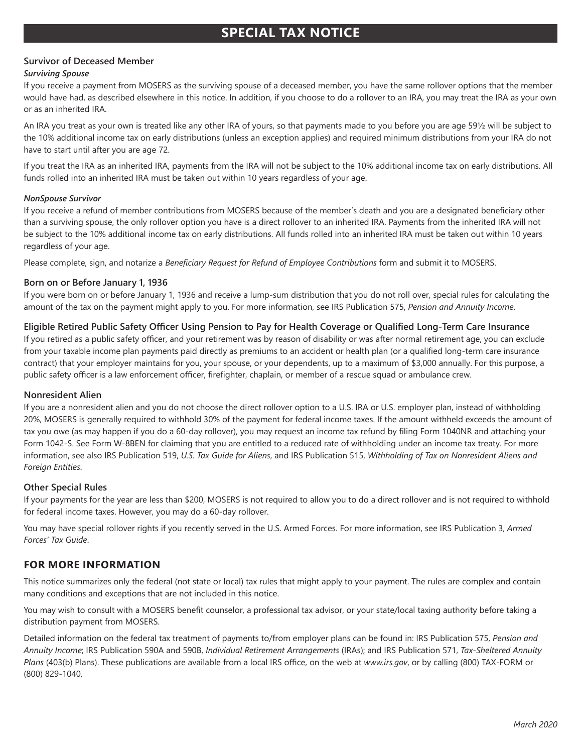# SPECIAL TAX NOTICE

### Survivor of Deceased Member

***Surviving Spouse***

If you receive a payment from MOSERS as the surviving spouse of a deceased member, you have the same rollover options that the member would have had, as described elsewhere in this notice. In addition, if you choose to do a rollover to an IRA, you may treat the IRA as your own or as an inherited IRA.

An IRA you treat as your own is treated like any other IRA of yours, so that payments made to you before you are age 59½ will be subject to the 10% additional income tax on early distributions (unless an exception applies) and required minimum distributions from your IRA do not have to start until after you are age 72.

If you treat the IRA as an inherited IRA, payments from the IRA will not be subject to the 10% additional income tax on early distributions. All funds rolled into an inherited IRA must be taken out within 10 years regardless of your age.

***NonSpouse Survivor***

If you receive a refund of member contributions from MOSERS because of the member's death and you are a designated beneficiary other than a surviving spouse, the only rollover option you have is a direct rollover to an inherited IRA. Payments from the inherited IRA will not be subject to the 10% additional income tax on early distributions. All funds rolled into an inherited IRA must be taken out within 10 years regardless of your age.

Please complete, sign, and notarize a *Beneficiary Request for Refund of Employee Contributions* form and submit it to MOSERS.

### Born on or Before January 1, 1936

If you were born on or before January 1, 1936 and receive a lump-sum distribution that you do not roll over, special rules for calculating the amount of the tax on the payment might apply to you. For more information, see IRS Publication 575, *Pension and Annuity Income*.

### Eligible Retired Public Safety Officer Using Pension to Pay for Health Coverage or Qualified Long-Term Care Insurance

If you retired as a public safety officer, and your retirement was by reason of disability or was after normal retirement age, you can exclude from your taxable income plan payments paid directly as premiums to an accident or health plan (or a qualified long-term care insurance contract) that your employer maintains for you, your spouse, or your dependents, up to a maximum of $3,000 annually. For this purpose, a public safety officer is a law enforcement officer, firefighter, chaplain, or member of a rescue squad or ambulance crew.

### Nonresident Alien

If you are a nonresident alien and you do not choose the direct rollover option to a U.S. IRA or U.S. employer plan, instead of withholding 20%, MOSERS is generally required to withhold 30% of the payment for federal income taxes. If the amount withheld exceeds the amount of tax you owe (as may happen if you do a 60-day rollover), you may request an income tax refund by filing Form 1040NR and attaching your Form 1042-S. See Form W-8BEN for claiming that you are entitled to a reduced rate of withholding under an income tax treaty. For more information, see also IRS Publication 519, *U.S. Tax Guide for Aliens*, and IRS Publication 515, *Withholding of Tax on Nonresident Aliens and Foreign Entities*.

### Other Special Rules

If your payments for the year are less than $200, MOSERS is not required to allow you to do a direct rollover and is not required to withhold for federal income taxes. However, you may do a 60-day rollover.

You may have special rollover rights if you recently served in the U.S. Armed Forces. For more information, see IRS Publication 3, *Armed Forces' Tax Guide*.

## FOR MORE INFORMATION

This notice summarizes only the federal (not state or local) tax rules that might apply to your payment. The rules are complex and contain many conditions and exceptions that are not included in this notice.

You may wish to consult with a MOSERS benefit counselor, a professional tax advisor, or your state/local taxing authority before taking a distribution payment from MOSERS.

Detailed information on the federal tax treatment of payments to/from employer plans can be found in: IRS Publication 575, *Pension and Annuity Income*; IRS Publication 590A and 590B, *Individual Retirement Arrangements* (IRAs); and IRS Publication 571, *Tax-Sheltered Annuity Plans* (403(b) Plans). These publications are available from a local IRS office, on the web at *www.irs.gov*, or by calling (800) TAX-FORM or (800) 829-1040.

*March 2020*